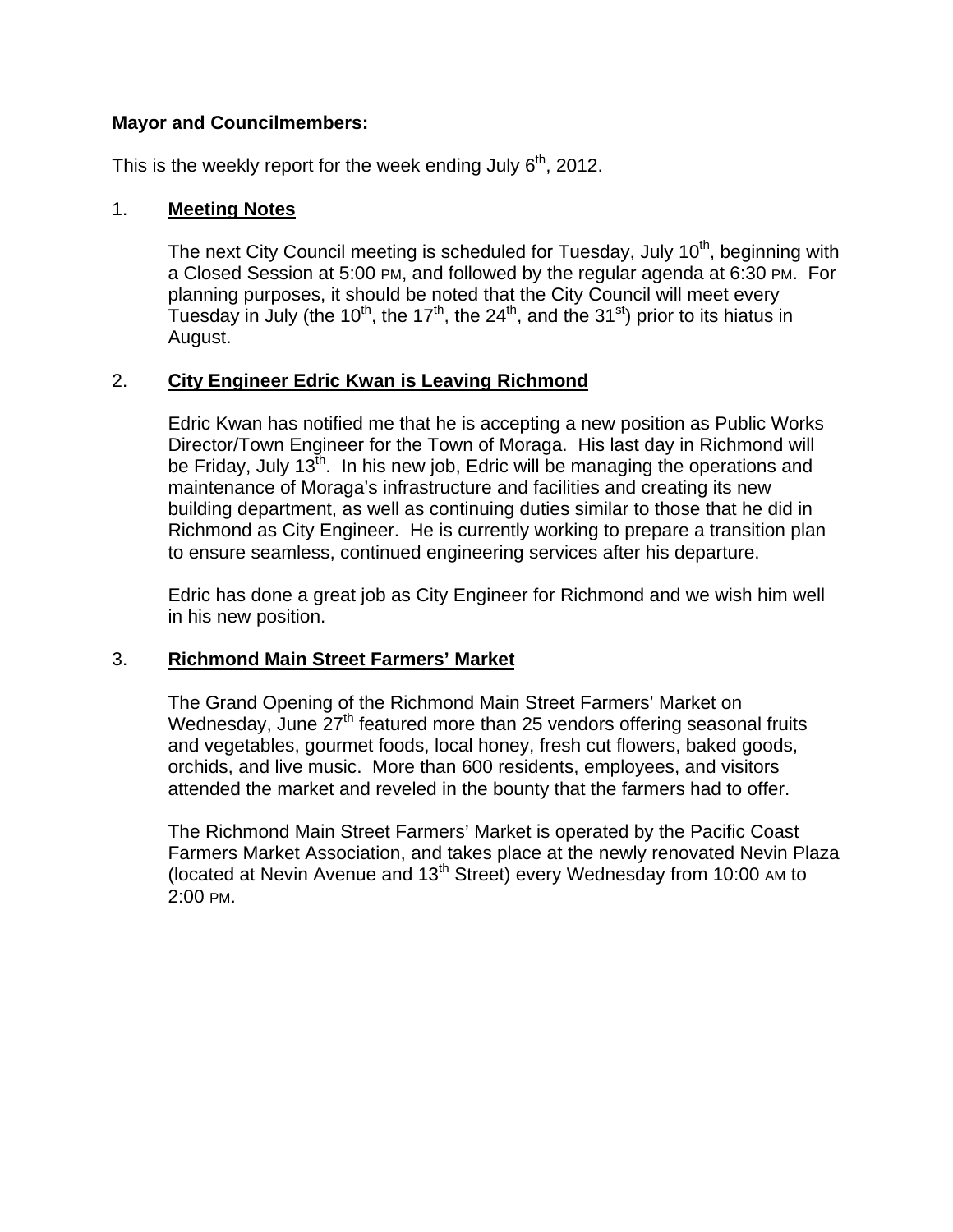**Mayor and Councilmembers:**

This is the weekly report for the week ending July 6th, 2012.

1. **Meeting Notes**

   The next City Council meeting is scheduled for Tuesday, July 10th, beginning with a Closed Session at 5:00 PM, and followed by the regular agenda at 6:30 PM. For planning purposes, it should be noted that the City Council will meet every Tuesday in July (the 10th, the 17th, the 24th, and the 31st) prior to its hiatus in August.

2. **City Engineer Edric Kwan is Leaving Richmond**

   Edric Kwan has notified me that he is accepting a new position as Public Works Director/Town Engineer for the Town of Moraga. His last day in Richmond will be Friday, July 13th. In his new job, Edric will be managing the operations and maintenance of Moraga's infrastructure and facilities and creating its new building department, as well as continuing duties similar to those that he did in Richmond as City Engineer. He is currently working to prepare a transition plan to ensure seamless, continued engineering services after his departure.

   Edric has done a great job as City Engineer for Richmond and we wish him well in his new position.

3. **Richmond Main Street Farmers' Market**

   The Grand Opening of the Richmond Main Street Farmers' Market on Wednesday, June 27th featured more than 25 vendors offering seasonal fruits and vegetables, gourmet foods, local honey, fresh cut flowers, baked goods, orchids, and live music. More than 600 residents, employees, and visitors attended the market and reveled in the bounty that the farmers had to offer.

   The Richmond Main Street Farmers' Market is operated by the Pacific Coast Farmers Market Association, and takes place at the newly renovated Nevin Plaza (located at Nevin Avenue and 13th Street) every Wednesday from 10:00 AM to 2:00 PM.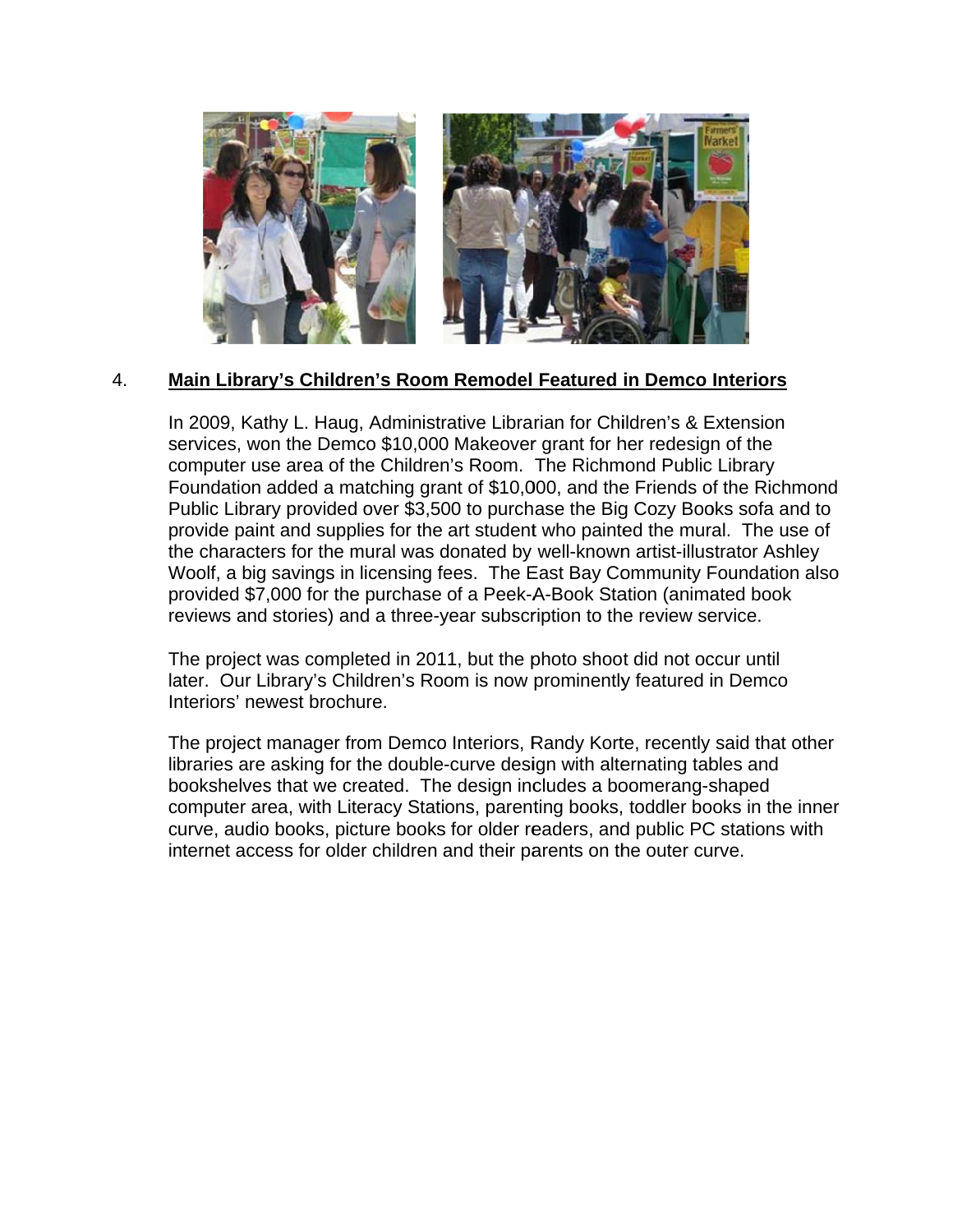4. **Main Library's Children's Room Remodel Featured in Demco Interiors**

In 2009, Kathy L. Haug, Administrative Librarian for Children's & Extension services, won the Demco $10,000 Makeover grant for her redesign of the computer use area of the Children's Room. The Richmond Public Library Foundation added a matching grant of $10,000, and the Friends of the Richmond Public Library provided over $3,500 to purchase the Big Cozy Books sofa and to provide paint and supplies for the art student who painted the mural. The use of the characters for the mural was donated by well-known artist-illustrator Ashley Woolf, a big savings in licensing fees. The East Bay Community Foundation also provided $7,000 for the purchase of a Peek-A-Book Station (animated book reviews and stories) and a three-year subscription to the review service.

The project was completed in 2011, but the photo shoot did not occur until later. Our Library's Children's Room is now prominently featured in Demco Interiors' newest brochure.

The project manager from Demco Interiors, Randy Korte, recently said that other libraries are asking for the double-curve design with alternating tables and bookshelves that we created. The design includes a boomerang-shaped computer area, with Literacy Stations, parenting books, toddler books in the inner curve, audio books, picture books for older readers, and public PC stations with internet access for older children and their parents on the outer curve.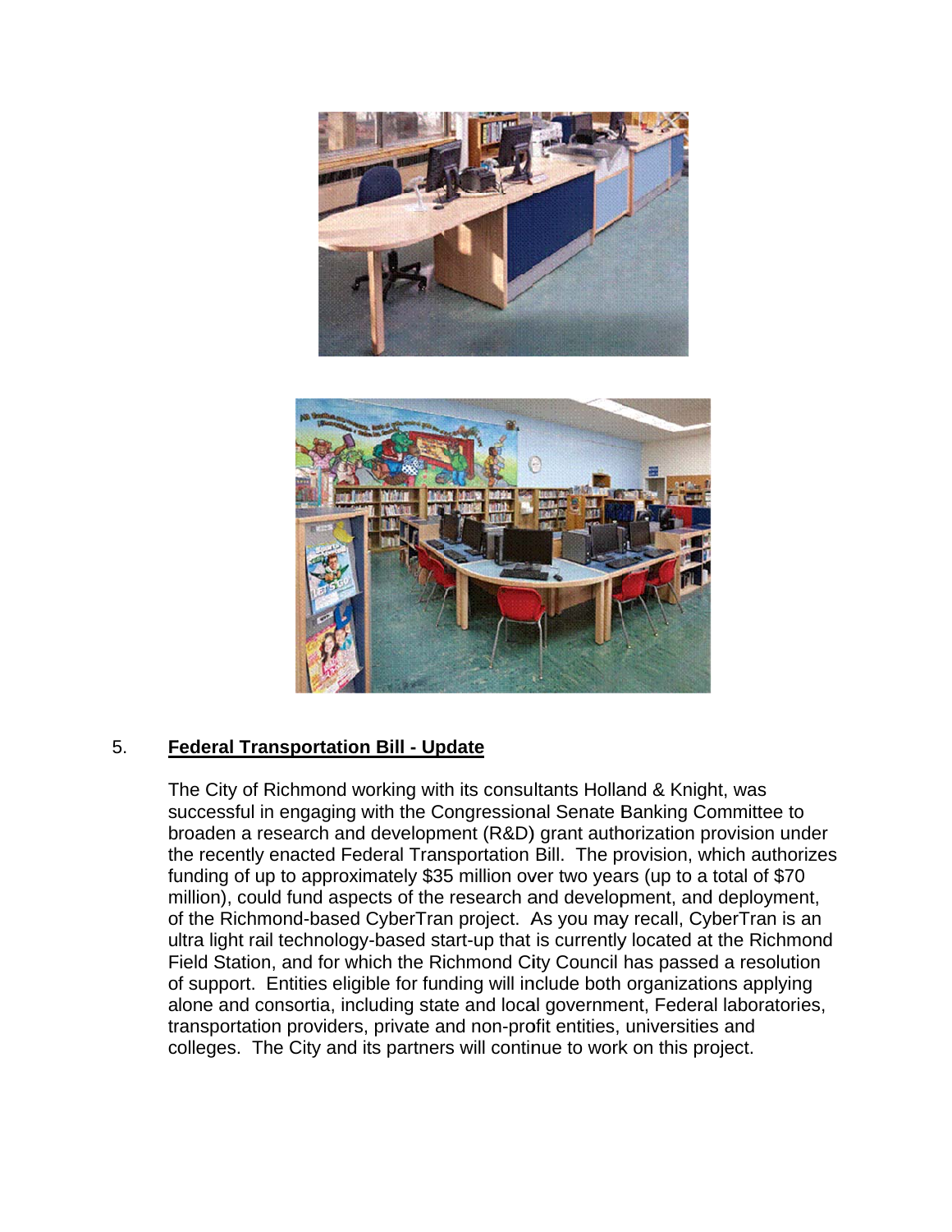## 5. **Federal Transportation Bill - Update**

The City of Richmond working with its consultants Holland & Knight, was successful in engaging with the Congressional Senate Banking Committee to broaden a research and development (R&D) grant authorization provision under the recently enacted Federal Transportation Bill. The provision, which authorizes funding of up to approximately $35 million over two years (up to a total of $70 million), could fund aspects of the research and development, and deployment, of the Richmond-based CyberTran project. As you may recall, CyberTran is an ultra light rail technology-based start-up that is currently located at the Richmond Field Station, and for which the Richmond City Council has passed a resolution of support. Entities eligible for funding will include both organizations applying alone and consortia, including state and local government, Federal laboratories, transportation providers, private and non-profit entities, universities and colleges. The City and its partners will continue to work on this project.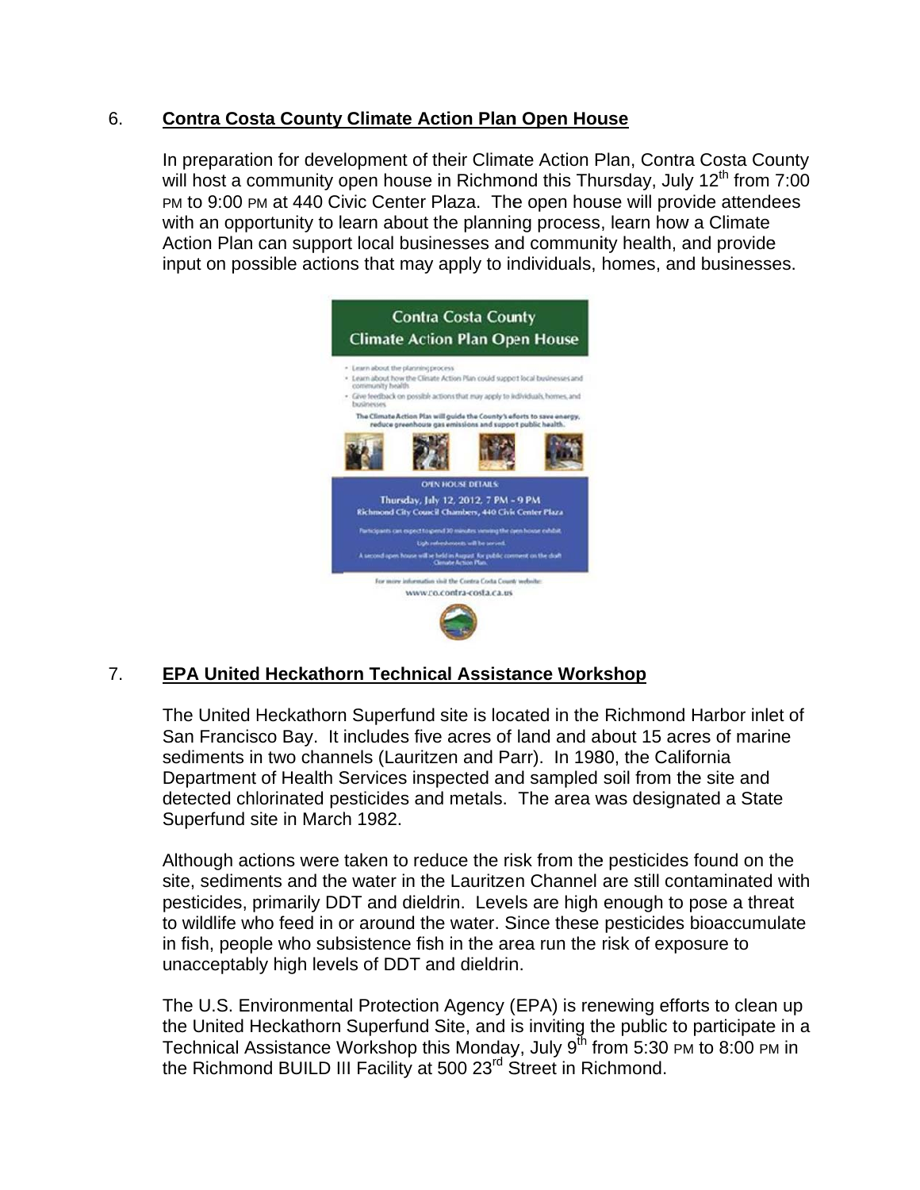6. **Contra Costa County Climate Action Plan Open House**

In preparation for development of their Climate Action Plan, Contra Costa County will host a community open house in Richmond this Thursday, July 12th from 7:00 PM to 9:00 PM at 440 Civic Center Plaza. The open house will provide attendees with an opportunity to learn about the planning process, learn how a Climate Action Plan can support local businesses and community health, and provide input on possible actions that may apply to individuals, homes, and businesses.

7. **EPA United Heckathorn Technical Assistance Workshop**

The United Heckathorn Superfund site is located in the Richmond Harbor inlet of San Francisco Bay. It includes five acres of land and about 15 acres of marine sediments in two channels (Lauritzen and Parr). In 1980, the California Department of Health Services inspected and sampled soil from the site and detected chlorinated pesticides and metals. The area was designated a State Superfund site in March 1982.

Although actions were taken to reduce the risk from the pesticides found on the site, sediments and the water in the Lauritzen Channel are still contaminated with pesticides, primarily DDT and dieldrin. Levels are high enough to pose a threat to wildlife who feed in or around the water. Since these pesticides bioaccumulate in fish, people who subsistence fish in the area run the risk of exposure to unacceptably high levels of DDT and dieldrin.

The U.S. Environmental Protection Agency (EPA) is renewing efforts to clean up the United Heckathorn Superfund Site, and is inviting the public to participate in a Technical Assistance Workshop this Monday, July 9th from 5:30 PM to 8:00 PM in the Richmond BUILD III Facility at 500 23rd Street in Richmond.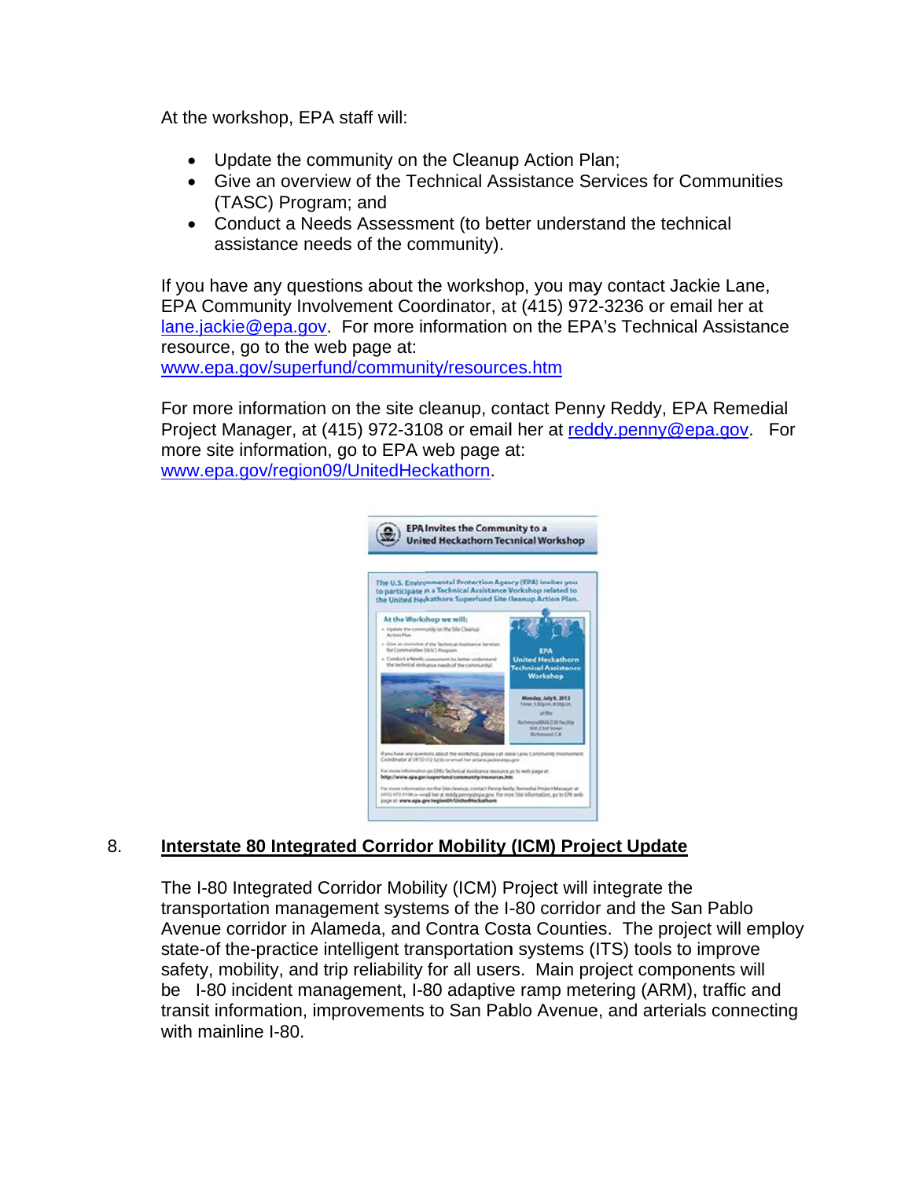At the workshop, EPA staff will:

- Update the community on the Cleanup Action Plan;
- Give an overview of the Technical Assistance Services for Communities (TASC) Program; and
- Conduct a Needs Assessment (to better understand the technical assistance needs of the community).

If you have any questions about the workshop, you may contact Jackie Lane, EPA Community Involvement Coordinator, at (415) 972-3236 or email her at lane.jackie@epa.gov. For more information on the EPA's Technical Assistance resource, go to the web page at: www.epa.gov/superfund/community/resources.htm

For more information on the site cleanup, contact Penny Reddy, EPA Remedial Project Manager, at (415) 972-3108 or email her at reddy.penny@epa.gov. For more site information, go to EPA web page at: www.epa.gov/region09/UnitedHeckathorn.

## 8. Interstate 80 Integrated Corridor Mobility (ICM) Project Update

The I-80 Integrated Corridor Mobility (ICM) Project will integrate the transportation management systems of the I-80 corridor and the San Pablo Avenue corridor in Alameda, and Contra Costa Counties. The project will employ state-of the-practice intelligent transportation systems (ITS) tools to improve safety, mobility, and trip reliability for all users. Main project components will be I-80 incident management, I-80 adaptive ramp metering (ARM), traffic and transit information, improvements to San Pablo Avenue, and arterials connecting with mainline I-80.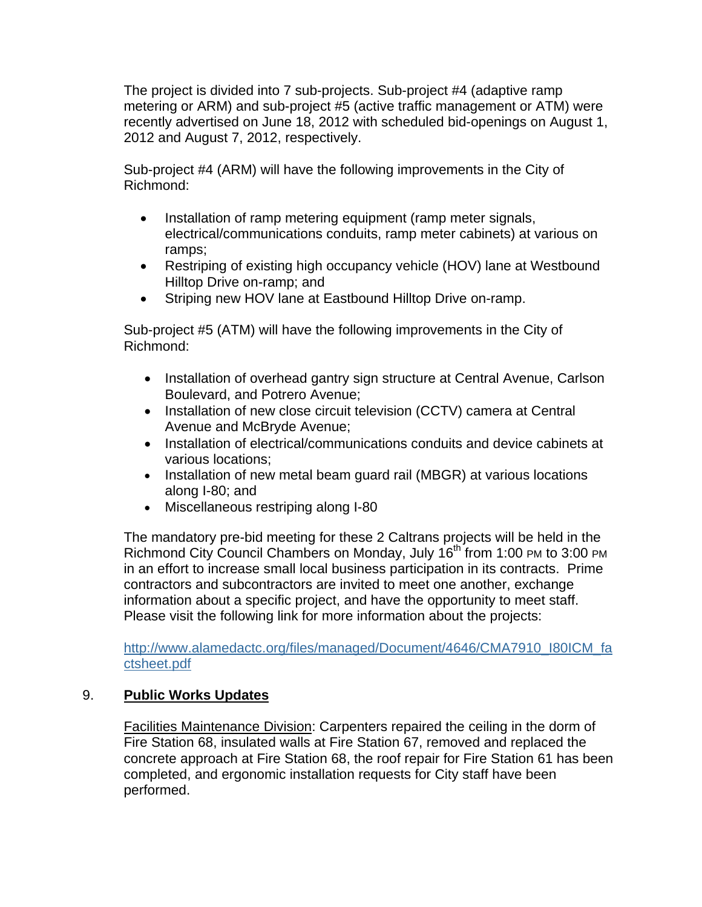The project is divided into 7 sub-projects. Sub-project #4 (adaptive ramp metering or ARM) and sub-project #5 (active traffic management or ATM) were recently advertised on June 18, 2012 with scheduled bid-openings on August 1, 2012 and August 7, 2012, respectively.

Sub-project #4 (ARM) will have the following improvements in the City of Richmond:

- Installation of ramp metering equipment (ramp meter signals, electrical/communications conduits, ramp meter cabinets) at various on ramps;
- Restriping of existing high occupancy vehicle (HOV) lane at Westbound Hilltop Drive on-ramp; and
- Striping new HOV lane at Eastbound Hilltop Drive on-ramp.

Sub-project #5 (ATM) will have the following improvements in the City of Richmond:

- Installation of overhead gantry sign structure at Central Avenue, Carlson Boulevard, and Potrero Avenue;
- Installation of new close circuit television (CCTV) camera at Central Avenue and McBryde Avenue;
- Installation of electrical/communications conduits and device cabinets at various locations;
- Installation of new metal beam guard rail (MBGR) at various locations along I-80; and
- Miscellaneous restriping along I-80

The mandatory pre-bid meeting for these 2 Caltrans projects will be held in the Richmond City Council Chambers on Monday, July 16th from 1:00 PM to 3:00 PM in an effort to increase small local business participation in its contracts. Prime contractors and subcontractors are invited to meet one another, exchange information about a specific project, and have the opportunity to meet staff. Please visit the following link for more information about the projects:

http://www.alamedactc.org/files/managed/Document/4646/CMA7910_I80ICM_factsheet.pdf

## 9. **Public Works Updates**

Facilities Maintenance Division: Carpenters repaired the ceiling in the dorm of Fire Station 68, insulated walls at Fire Station 67, removed and replaced the concrete approach at Fire Station 68, the roof repair for Fire Station 61 has been completed, and ergonomic installation requests for City staff have been performed.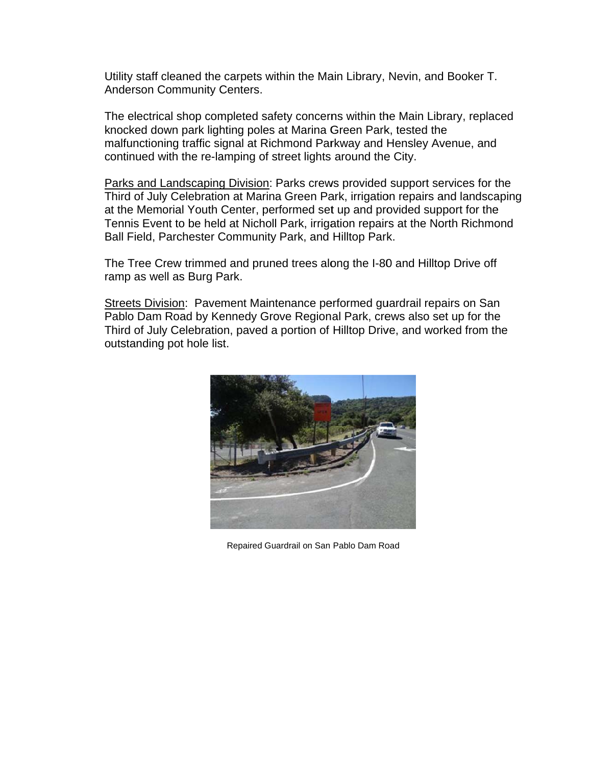Utility staff cleaned the carpets within the Main Library, Nevin, and Booker T. Anderson Community Centers.

The electrical shop completed safety concerns within the Main Library, replaced knocked down park lighting poles at Marina Green Park, tested the malfunctioning traffic signal at Richmond Parkway and Hensley Avenue, and continued with the re-lamping of street lights around the City.

Parks and Landscaping Division: Parks crews provided support services for the Third of July Celebration at Marina Green Park, irrigation repairs and landscaping at the Memorial Youth Center, performed set up and provided support for the Tennis Event to be held at Nicholl Park, irrigation repairs at the North Richmond Ball Field, Parchester Community Park, and Hilltop Park.

The Tree Crew trimmed and pruned trees along the I-80 and Hilltop Drive off ramp as well as Burg Park.

Streets Division: Pavement Maintenance performed guardrail repairs on San Pablo Dam Road by Kennedy Grove Regional Park, crews also set up for the Third of July Celebration, paved a portion of Hilltop Drive, and worked from the outstanding pot hole list.

Repaired Guardrail on San Pablo Dam Road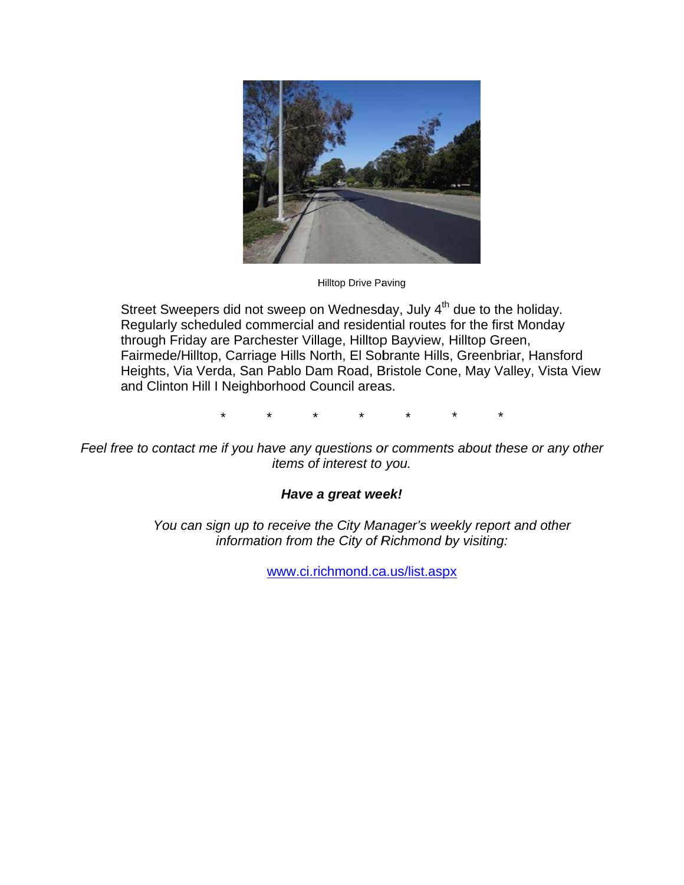Hilltop Drive Paving

Street Sweepers did not sweep on Wednesday, July 4th due to the holiday. Regularly scheduled commercial and residential routes for the first Monday through Friday are Parchester Village, Hilltop Bayview, Hilltop Green, Fairmede/Hilltop, Carriage Hills North, El Sobrante Hills, Greenbriar, Hansford Heights, Via Verda, San Pablo Dam Road, Bristole Cone, May Valley, Vista View and Clinton Hill I Neighborhood Council areas.

\* \* \* \* \* \* \*

*Feel free to contact me if you have any questions or comments about these or any other items of interest to you.*

***Have a great week!***

*You can sign up to receive the City Manager's weekly report and other information from the City of Richmond by visiting:*

[www.ci.richmond.ca.us/list.aspx](http://www.ci.richmond.ca.us/list.aspx)